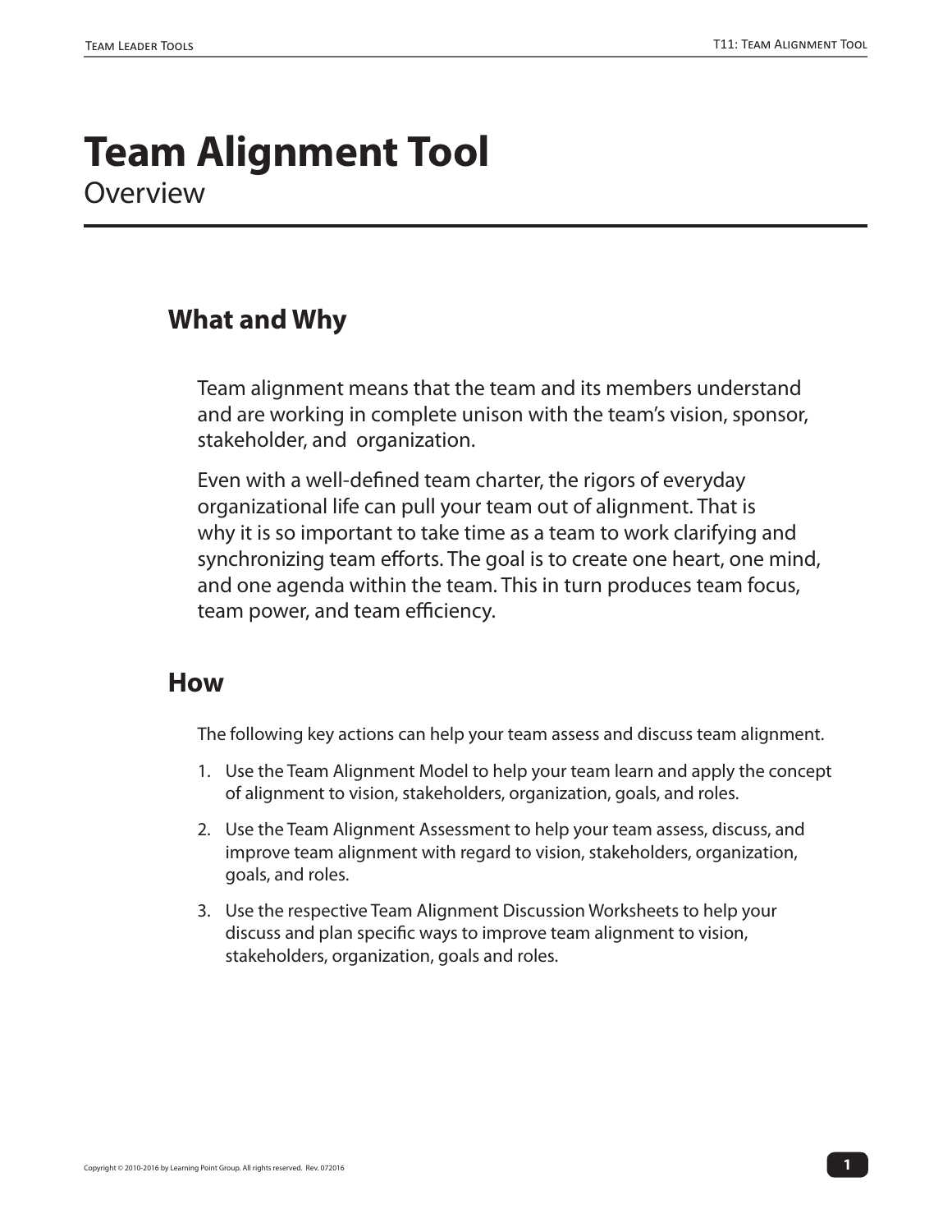# Team Alignment Tool

Overview

## What and Why

Team alignment means that the team and its members understand and are working in complete unison with the team's vision, sponsor, stakeholder, and organization.

Even with a well-defined team charter, the rigors of everyday organizational life can pull your team out of alignment. That is why it is so important to take time as a team to work clarifying and synchronizing team efforts. The goal is to create one heart, one mind, and one agenda within the team. This in turn produces team focus, team power, and team efficiency.

## How

The following key actions can help your team assess and discuss team alignment.

1. Use the Team Alignment Model to help your team learn and apply the concept of alignment to vision, stakeholders, organization, goals, and roles.
2. Use the Team Alignment Assessment to help your team assess, discuss, and improve team alignment with regard to vision, stakeholders, organization, goals, and roles.
3. Use the respective Team Alignment Discussion Worksheets to help your discuss and plan specific ways to improve team alignment to vision, stakeholders, organization, goals and roles.

Copyright © 2010-2016 by Learning Point Group. All rights reserved. Rev. 072016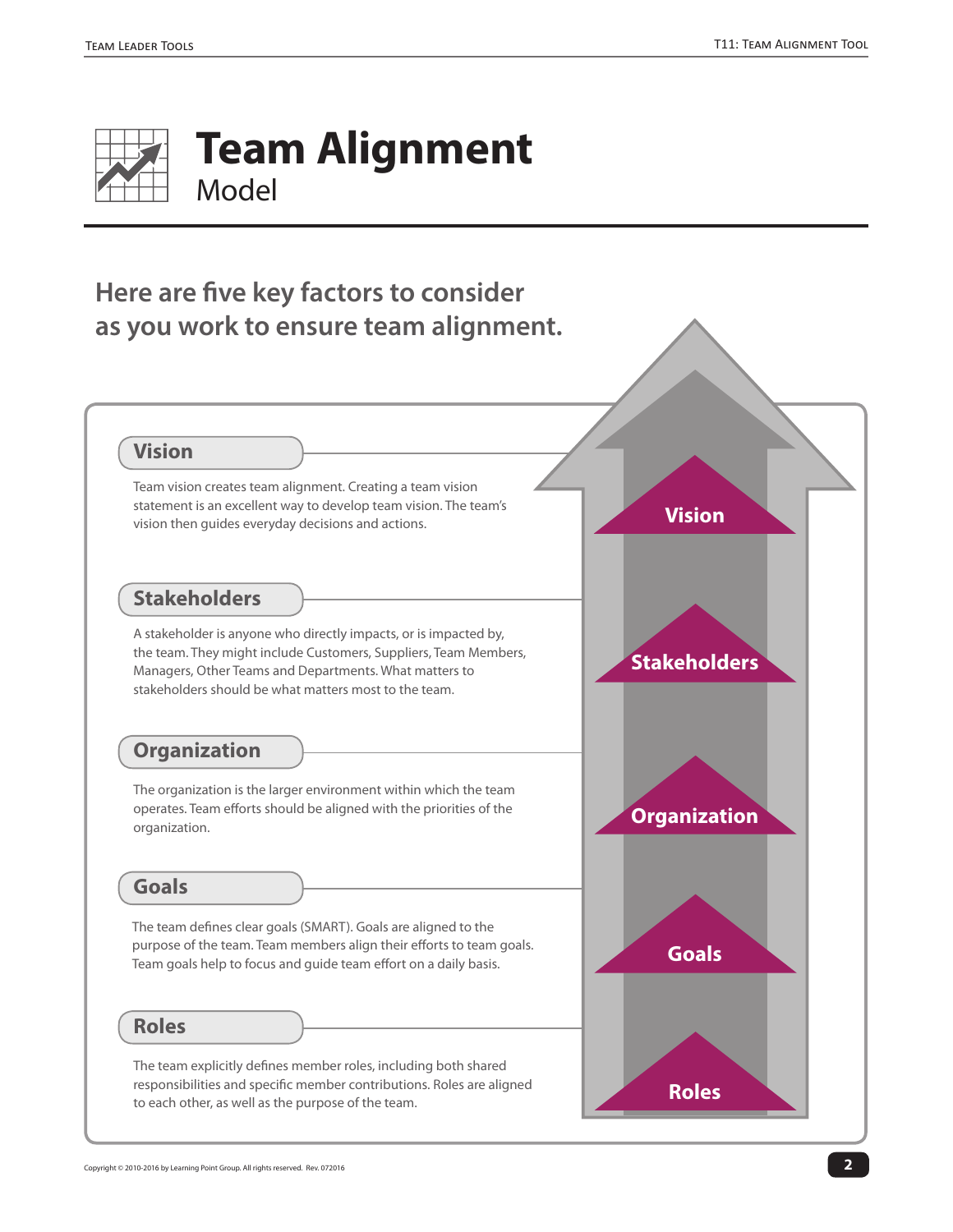# Team Alignment

Model

## Here are five key factors to consider as you work to ensure team alignment.

### Vision

Team vision creates team alignment. Creating a team vision statement is an excellent way to develop team vision. The team's vision then guides everyday decisions and actions.

### Stakeholders

A stakeholder is anyone who directly impacts, or is impacted by, the team. They might include Customers, Suppliers, Team Members, Managers, Other Teams and Departments. What matters to stakeholders should be what matters most to the team.

### Organization

The organization is the larger environment within which the team operates. Team efforts should be aligned with the priorities of the organization.

### Goals

The team defines clear goals (SMART). Goals are aligned to the purpose of the team. Team members align their efforts to team goals. Team goals help to focus and guide team effort on a daily basis.

### Roles

The team explicitly defines member roles, including both shared responsibilities and specific member contributions. Roles are aligned to each other, as well as the purpose of the team.

Vision

Stakeholders

Organization

Goals

Roles

Copyright © 2010-2016 by Learning Point Group. All rights reserved. Rev. 072016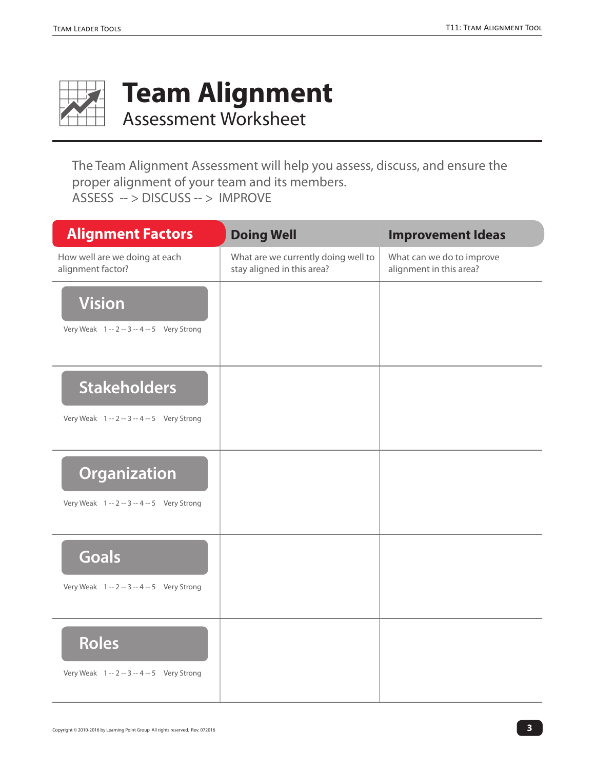# Team Alignment

## Assessment Worksheet

The Team Alignment Assessment will help you assess, discuss, and ensure the proper alignment of your team and its members.
ASSESS -- > DISCUSS -- > IMPROVE

| Alignment Factors | Doing Well | Improvement Ideas |
|---|---|---|
| How well are we doing at each alignment factor? | What are we currently doing well to stay aligned in this area? | What can we do to improve alignment in this area? |
| **Vision**<br>Very Weak 1 -- 2 -- 3 -- 4 -- 5 Very Strong | | |
| **Stakeholders**<br>Very Weak 1 -- 2 -- 3 -- 4 -- 5 Very Strong | | |
| **Organization**<br>Very Weak 1 -- 2 -- 3 -- 4 -- 5 Very Strong | | |
| **Goals**<br>Very Weak 1 -- 2 -- 3 -- 4 -- 5 Very Strong | | |
| **Roles**<br>Very Weak 1 -- 2 -- 3 -- 4 -- 5 Very Strong | | |

Copyright © 2010-2016 by Learning Point Group. All rights reserved. Rev. 072016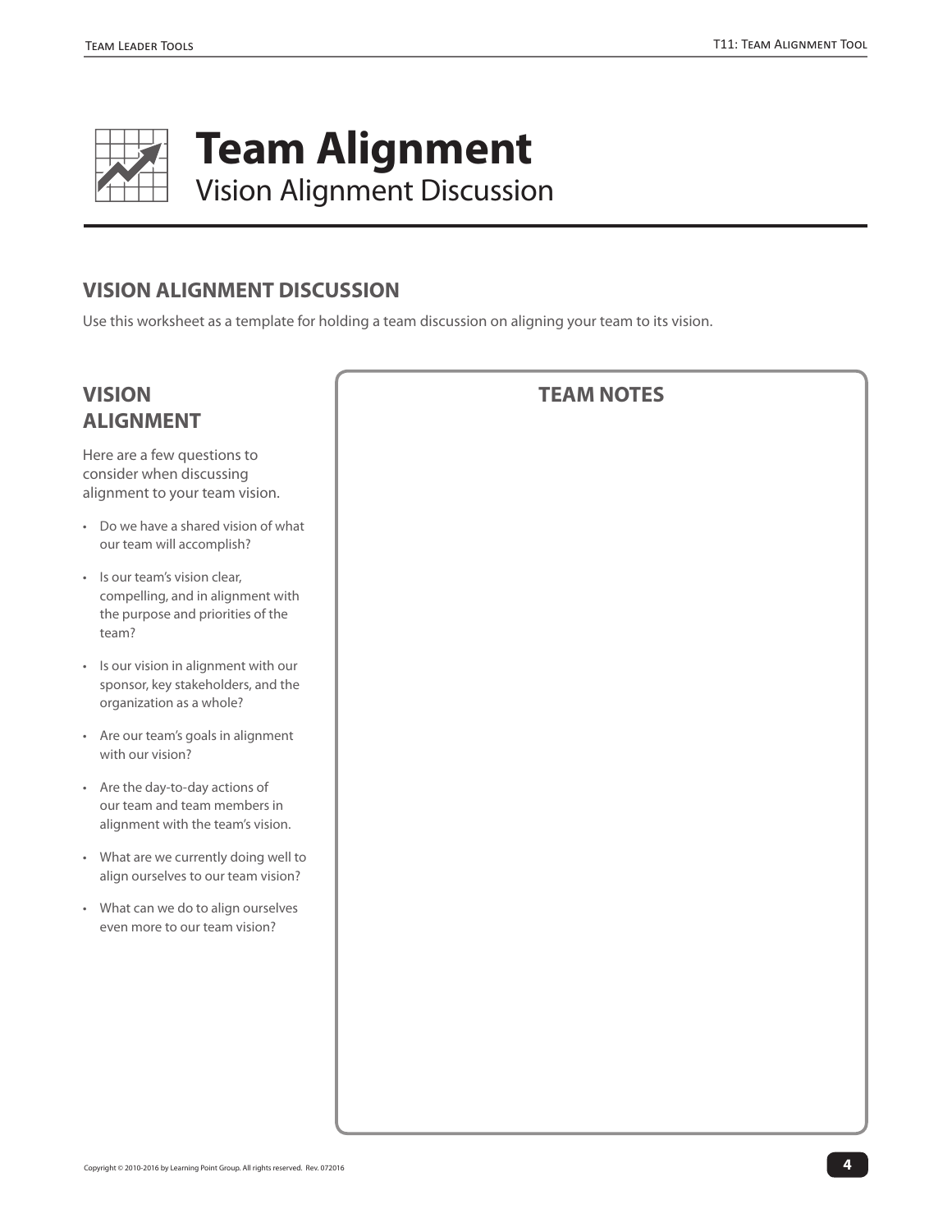# Team Alignment

Vision Alignment Discussion

## VISION ALIGNMENT DISCUSSION

Use this worksheet as a template for holding a team discussion on aligning your team to its vision.

### VISION ALIGNMENT

Here are a few questions to consider when discussing alignment to your team vision.

- Do we have a shared vision of what our team will accomplish?
- Is our team's vision clear, compelling, and in alignment with the purpose and priorities of the team?
- Is our vision in alignment with our sponsor, key stakeholders, and the organization as a whole?
- Are our team's goals in alignment with our vision?
- Are the day-to-day actions of our team and team members in alignment with the team's vision.
- What are we currently doing well to align ourselves to our team vision?
- What can we do to align ourselves even more to our team vision?

### TEAM NOTES

Copyright © 2010-2016 by Learning Point Group. All rights reserved. Rev. 072016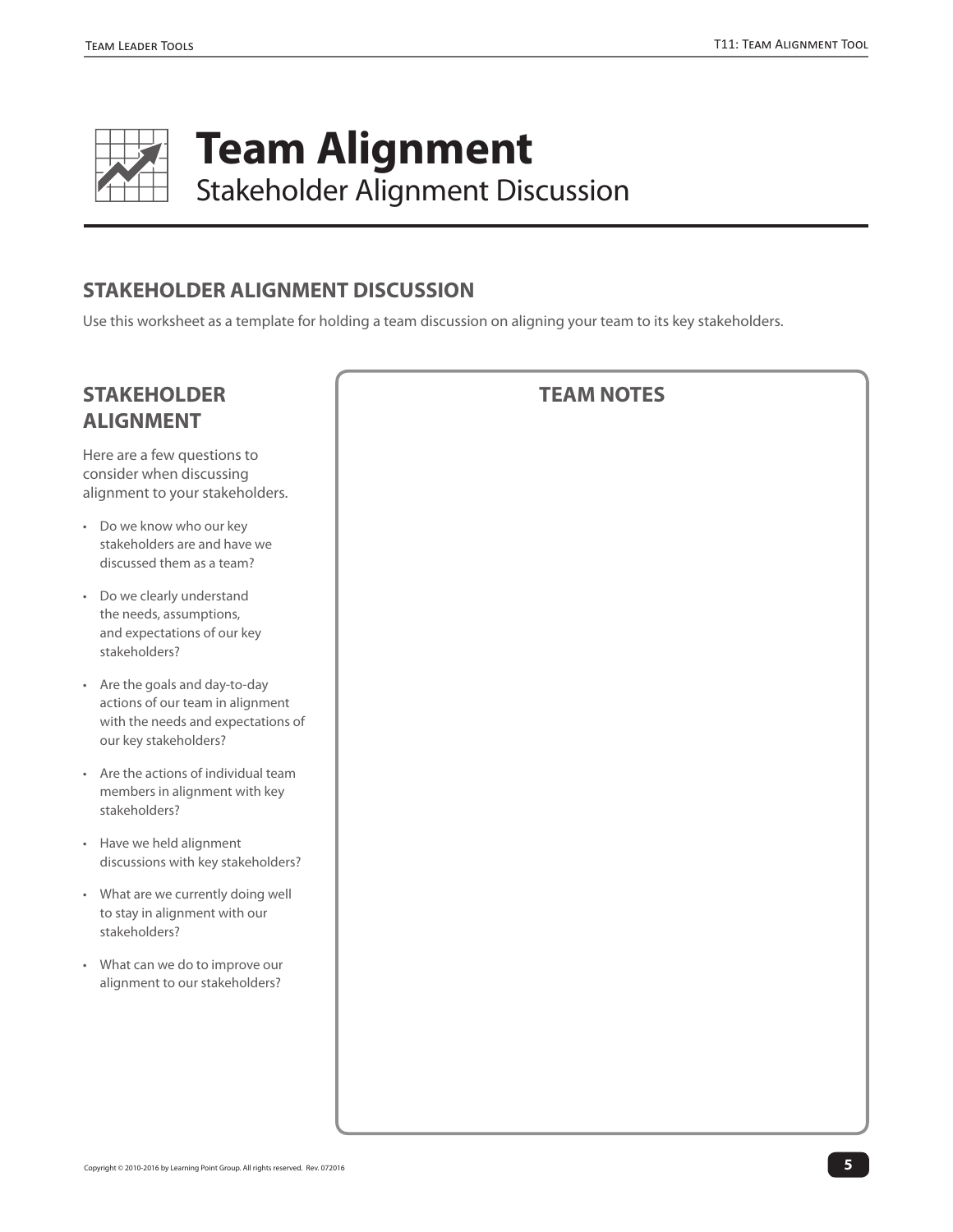# Team Alignment

Stakeholder Alignment Discussion

## STAKEHOLDER ALIGNMENT DISCUSSION

Use this worksheet as a template for holding a team discussion on aligning your team to its key stakeholders.

### STAKEHOLDER ALIGNMENT

Here are a few questions to consider when discussing alignment to your stakeholders.

- Do we know who our key stakeholders are and have we discussed them as a team?
- Do we clearly understand the needs, assumptions, and expectations of our key stakeholders?
- Are the goals and day-to-day actions of our team in alignment with the needs and expectations of our key stakeholders?
- Are the actions of individual team members in alignment with key stakeholders?
- Have we held alignment discussions with key stakeholders?
- What are we currently doing well to stay in alignment with our stakeholders?
- What can we do to improve our alignment to our stakeholders?

### TEAM NOTES

Copyright © 2010-2016 by Learning Point Group. All rights reserved. Rev. 072016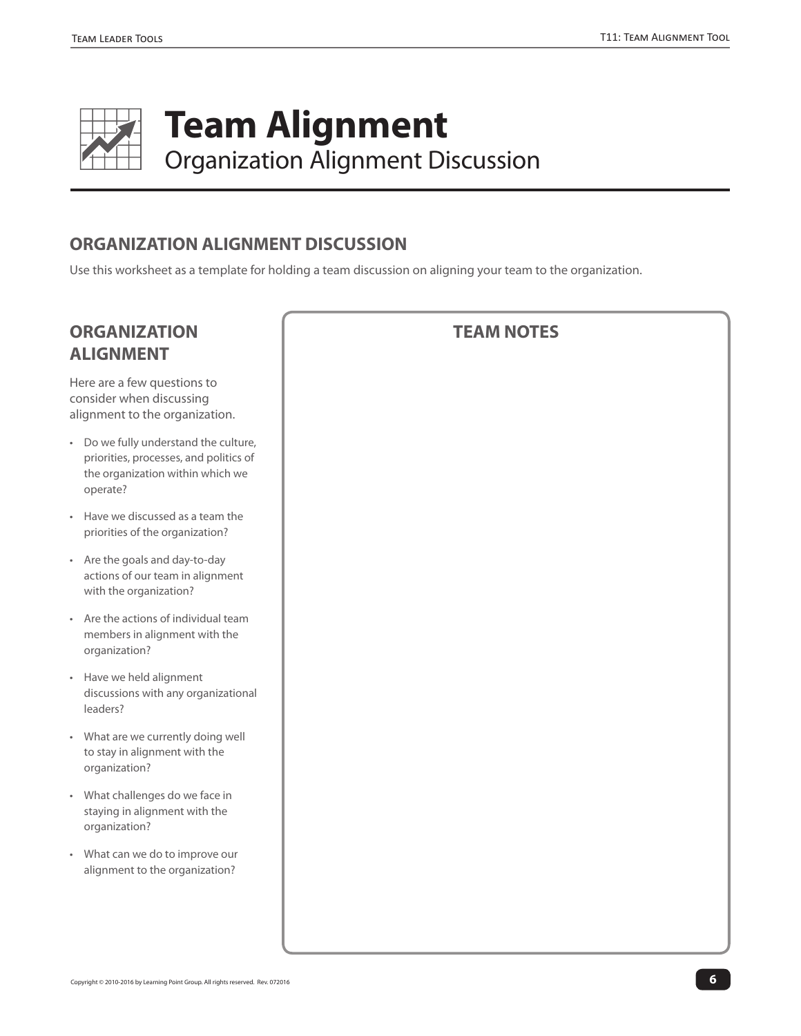# Team Alignment

## Organization Alignment Discussion

### ORGANIZATION ALIGNMENT DISCUSSION

Use this worksheet as a template for holding a team discussion on aligning your team to the organization.

### ORGANIZATION ALIGNMENT

Here are a few questions to consider when discussing alignment to the organization.

- Do we fully understand the culture, priorities, processes, and politics of the organization within which we operate?
- Have we discussed as a team the priorities of the organization?
- Are the goals and day-to-day actions of our team in alignment with the organization?
- Are the actions of individual team members in alignment with the organization?
- Have we held alignment discussions with any organizational leaders?
- What are we currently doing well to stay in alignment with the organization?
- What challenges do we face in staying in alignment with the organization?
- What can we do to improve our alignment to the organization?

### TEAM NOTES

Copyright © 2010-2016 by Learning Point Group. All rights reserved. Rev. 072016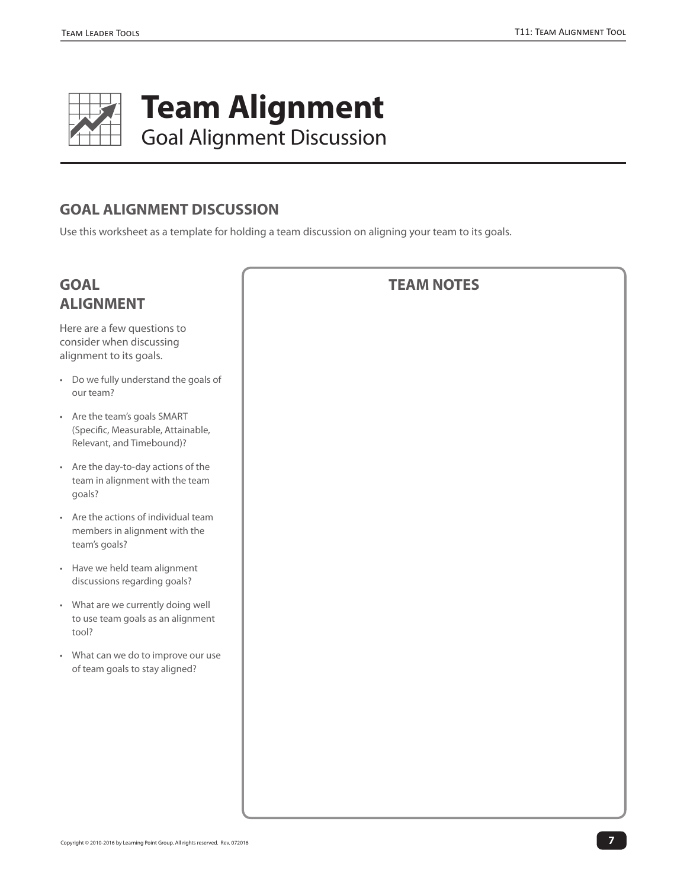# Team Alignment

Goal Alignment Discussion

## GOAL ALIGNMENT DISCUSSION

Use this worksheet as a template for holding a team discussion on aligning your team to its goals.

### GOAL ALIGNMENT

Here are a few questions to consider when discussing alignment to its goals.

- Do we fully understand the goals of our team?
- Are the team's goals SMART (Specific, Measurable, Attainable, Relevant, and Timebound)?
- Are the day-to-day actions of the team in alignment with the team goals?
- Are the actions of individual team members in alignment with the team's goals?
- Have we held team alignment discussions regarding goals?
- What are we currently doing well to use team goals as an alignment tool?
- What can we do to improve our use of team goals to stay aligned?

### TEAM NOTES

Copyright © 2010-2016 by Learning Point Group. All rights reserved. Rev. 072016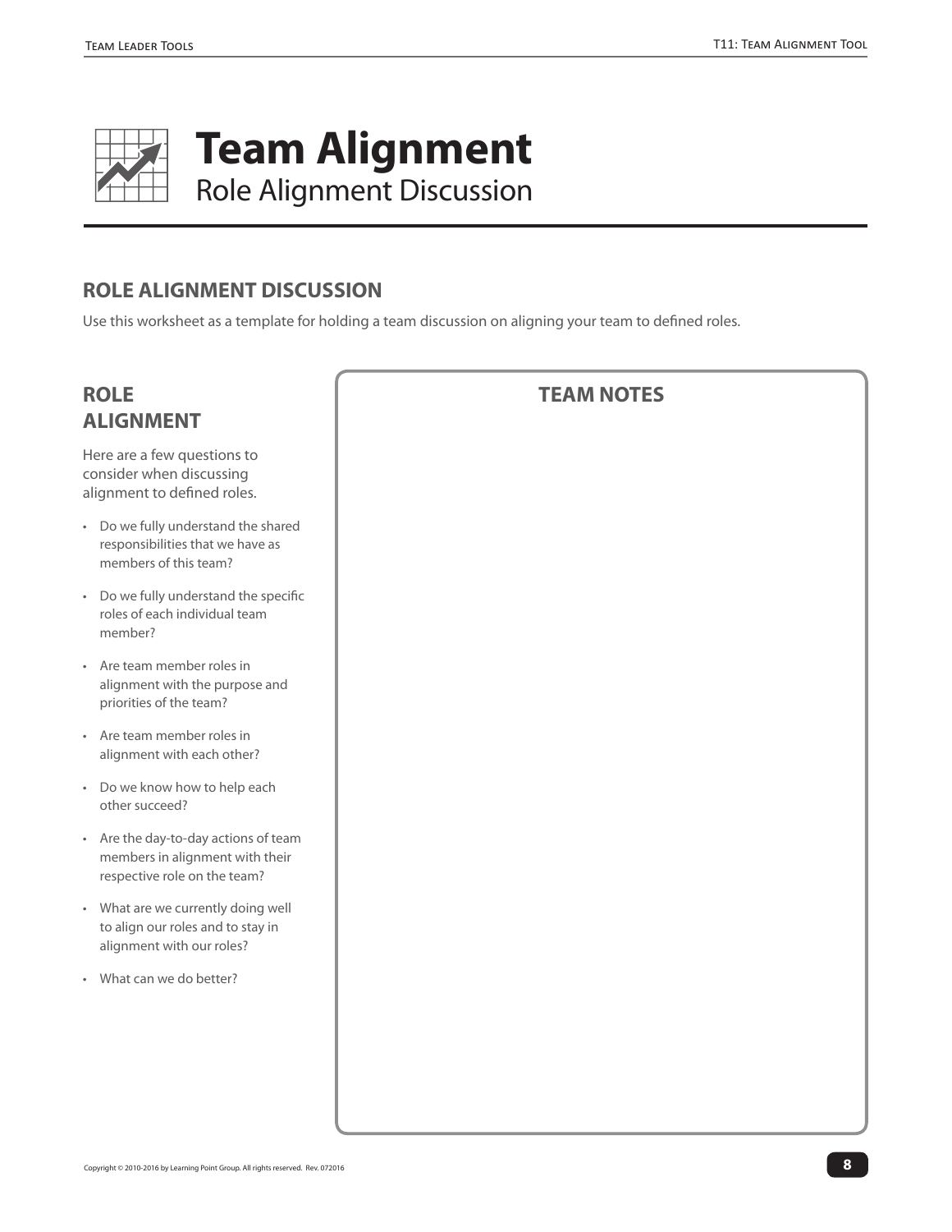# Team Alignment

Role Alignment Discussion

## ROLE ALIGNMENT DISCUSSION

Use this worksheet as a template for holding a team discussion on aligning your team to defined roles.

### ROLE ALIGNMENT

Here are a few questions to consider when discussing alignment to defined roles.

- Do we fully understand the shared responsibilities that we have as members of this team?
- Do we fully understand the specific roles of each individual team member?
- Are team member roles in alignment with the purpose and priorities of the team?
- Are team member roles in alignment with each other?
- Do we know how to help each other succeed?
- Are the day-to-day actions of team members in alignment with their respective role on the team?
- What are we currently doing well to align our roles and to stay in alignment with our roles?
- What can we do better?

### TEAM NOTES

Copyright © 2010-2016 by Learning Point Group. All rights reserved. Rev. 072016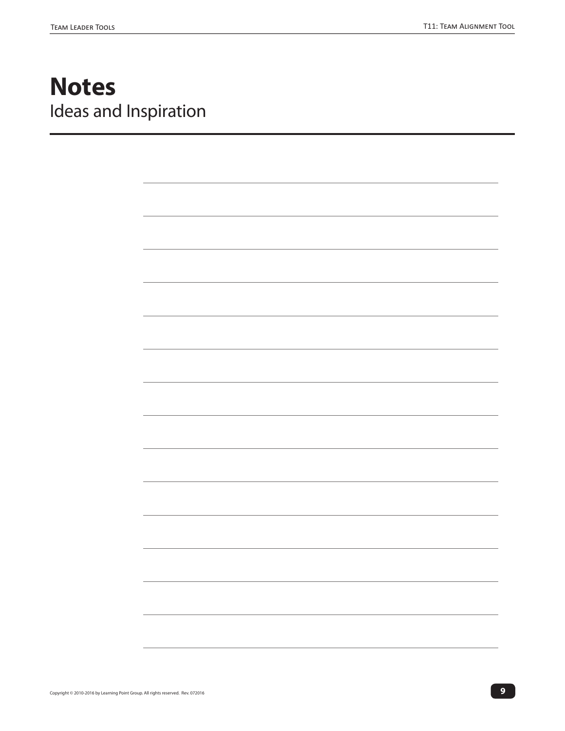# Notes

Ideas and Inspiration

Copyright © 2010-2016 by Learning Point Group. All rights reserved. Rev. 072016